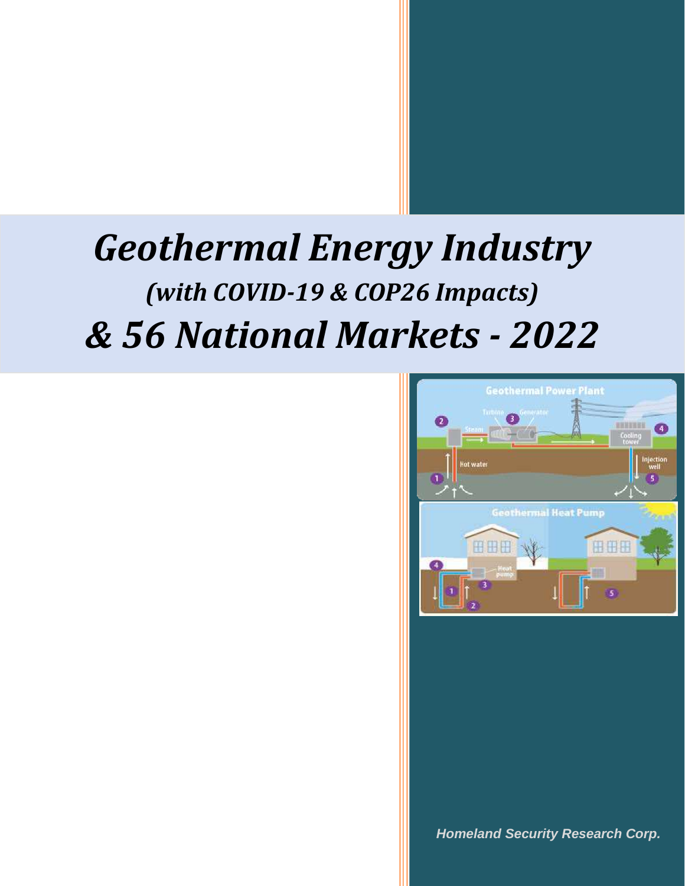# Geothermal Energy Industry

## (with COVID-19 & COP26 Impacts)

# & 56 National Markets - 2022

***Homeland Security Research Corp.***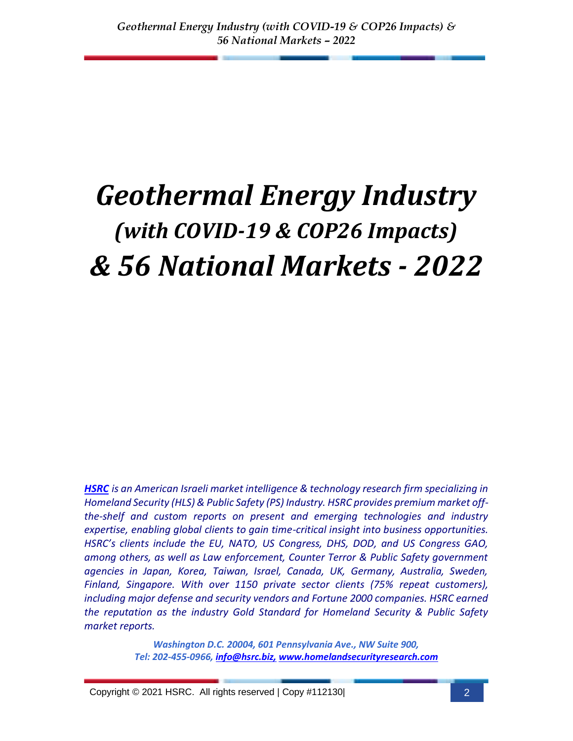# *Geothermal Energy Industry*

## *(with COVID-19 & COP26 Impacts)*

# *& 56 National Markets - 2022*

***HSRC** is an American Israeli market intelligence & technology research firm specializing in Homeland Security (HLS) & Public Safety (PS) Industry. HSRC provides premium market off-the-shelf and custom reports on present and emerging technologies and industry expertise, enabling global clients to gain time-critical insight into business opportunities. HSRC's clients include the EU, NATO, US Congress, DHS, DOD, and US Congress GAO, among others, as well as Law enforcement, Counter Terror & Public Safety government agencies in Japan, Korea, Taiwan, Israel, Canada, UK, Germany, Australia, Sweden, Finland, Singapore. With over 1150 private sector clients (75% repeat customers), including major defense and security vendors and Fortune 2000 companies. HSRC earned the reputation as the industry Gold Standard for Homeland Security & Public Safety market reports.*

***Washington D.C. 20004, 601 Pennsylvania Ave., NW Suite 900,***
***Tel: 202-455-0966, info@hsrc.biz, www.homelandsecurityresearch.com***

Copyright © 2021 HSRC. All rights reserved | Copy #112130|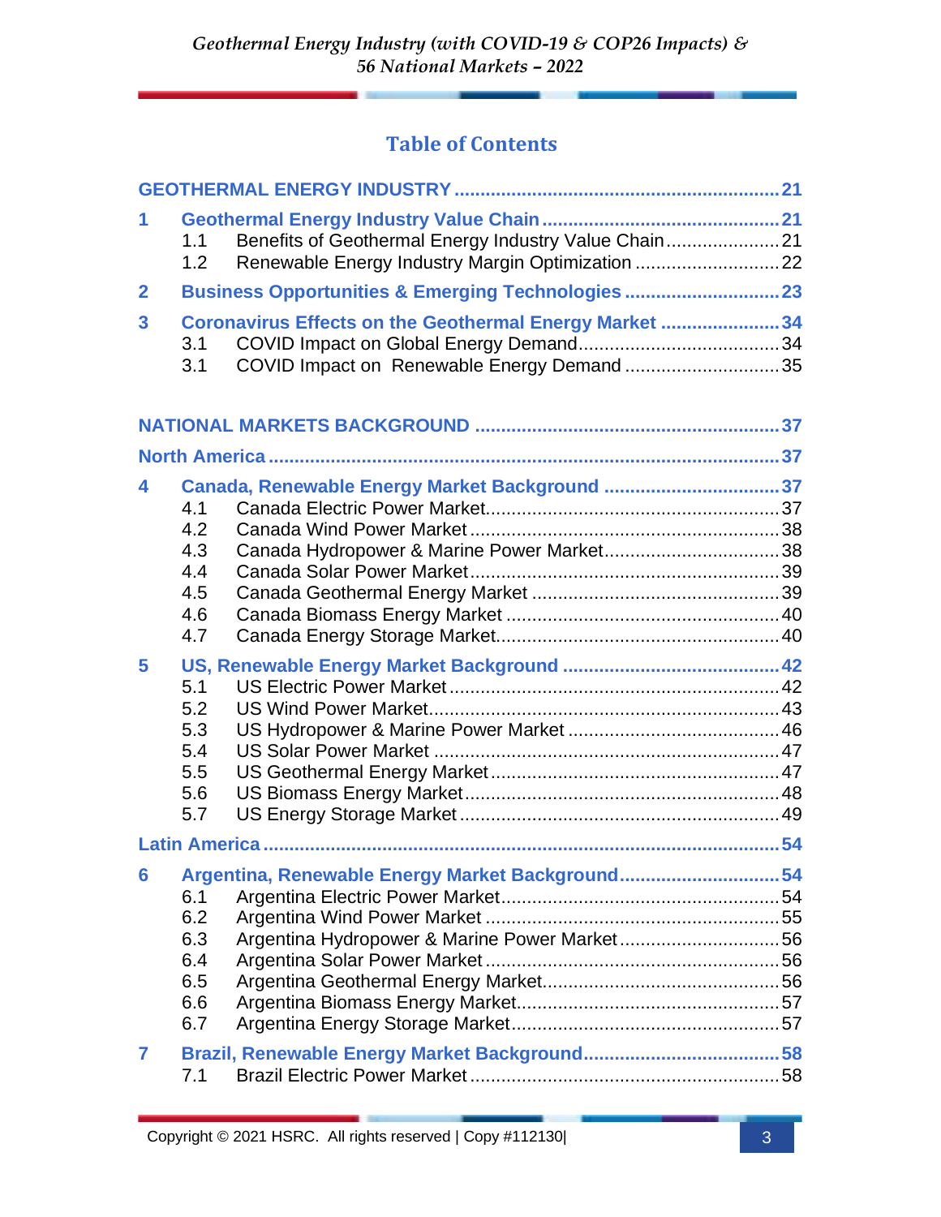## Table of Contents

**GEOTHERMAL ENERGY INDUSTRY** ........ 21

**1 Geothermal Energy Industry Value Chain** ........ 21
- 1.1 Benefits of Geothermal Energy Industry Value Chain ........ 21
- 1.2 Renewable Energy Industry Margin Optimization ........ 22

**2 Business Opportunities & Emerging Technologies** ........ 23

**3 Coronavirus Effects on the Geothermal Energy Market** ........ 34
- 3.1 COVID Impact on Global Energy Demand ........ 34
- 3.1 COVID Impact on Renewable Energy Demand ........ 35

**NATIONAL MARKETS BACKGROUND** ........ 37

**North America** ........ 37

**4 Canada, Renewable Energy Market Background** ........ 37
- 4.1 Canada Electric Power Market ........ 37
- 4.2 Canada Wind Power Market ........ 38
- 4.3 Canada Hydropower & Marine Power Market ........ 38
- 4.4 Canada Solar Power Market ........ 39
- 4.5 Canada Geothermal Energy Market ........ 39
- 4.6 Canada Biomass Energy Market ........ 40
- 4.7 Canada Energy Storage Market ........ 40

**5 US, Renewable Energy Market Background** ........ 42
- 5.1 US Electric Power Market ........ 42
- 5.2 US Wind Power Market ........ 43
- 5.3 US Hydropower & Marine Power Market ........ 46
- 5.4 US Solar Power Market ........ 47
- 5.5 US Geothermal Energy Market ........ 47
- 5.6 US Biomass Energy Market ........ 48
- 5.7 US Energy Storage Market ........ 49

**Latin America** ........ 54

**6 Argentina, Renewable Energy Market Background** ........ 54
- 6.1 Argentina Electric Power Market ........ 54
- 6.2 Argentina Wind Power Market ........ 55
- 6.3 Argentina Hydropower & Marine Power Market ........ 56
- 6.4 Argentina Solar Power Market ........ 56
- 6.5 Argentina Geothermal Energy Market ........ 56
- 6.6 Argentina Biomass Energy Market ........ 57
- 6.7 Argentina Energy Storage Market ........ 57

**7 Brazil, Renewable Energy Market Background** ........ 58
- 7.1 Brazil Electric Power Market ........ 58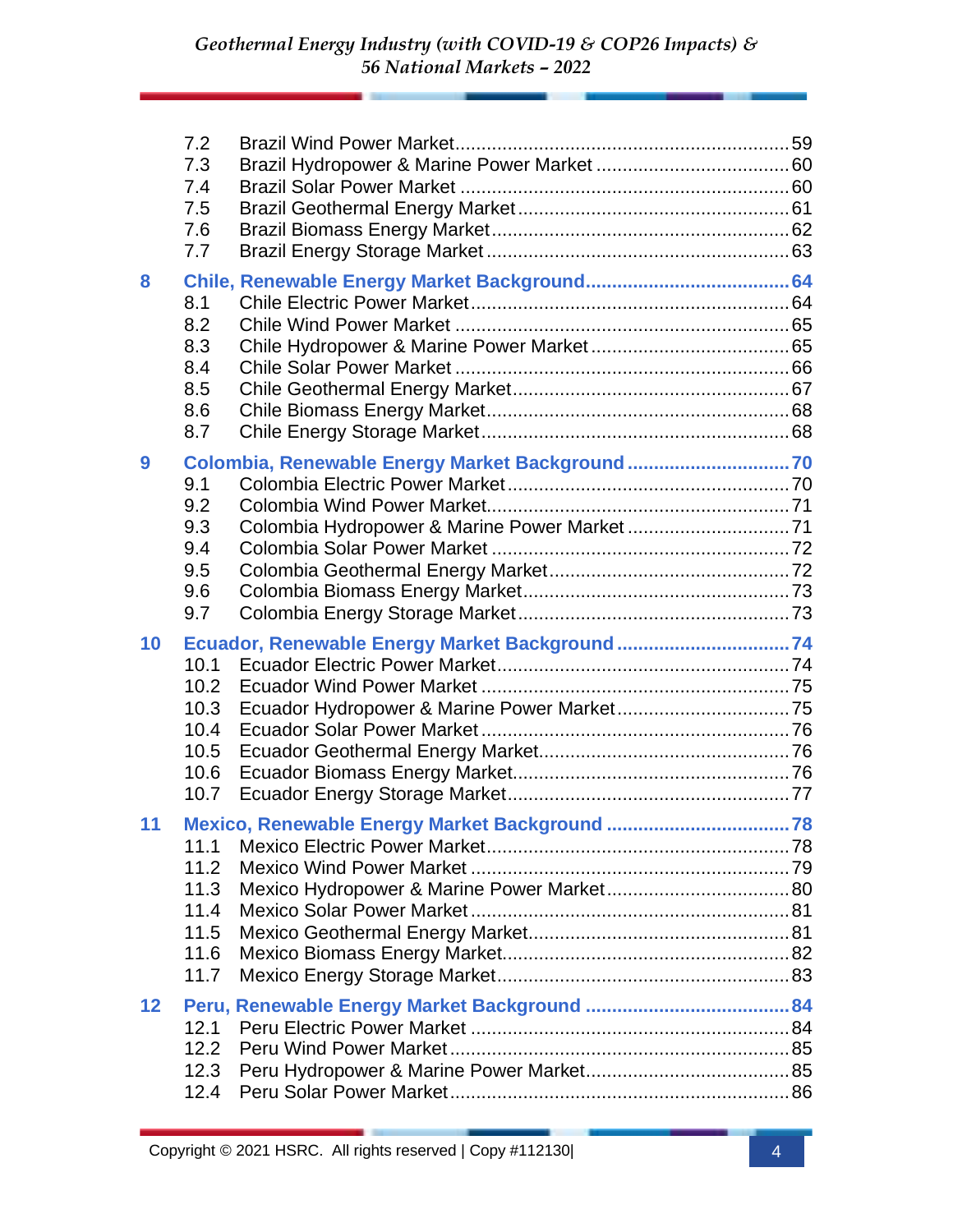7.2 Brazil Wind Power Market ............................................................... 59
7.3 Brazil Hydropower & Marine Power Market ..................................... 60
7.4 Brazil Solar Power Market ............................................................... 60
7.5 Brazil Geothermal Energy Market .................................................... 61
7.6 Brazil Biomass Energy Market ......................................................... 62
7.7 Brazil Energy Storage Market .......................................................... 63

**8 Chile, Renewable Energy Market Background ...................................... 64**

8.1 Chile Electric Power Market ............................................................. 64
8.2 Chile Wind Power Market ................................................................ 65
8.3 Chile Hydropower & Marine Power Market ...................................... 65
8.4 Chile Solar Power Market ................................................................ 66
8.5 Chile Geothermal Energy Market ..................................................... 67
8.6 Chile Biomass Energy Market .......................................................... 68
8.7 Chile Energy Storage Market ........................................................... 68

**9 Colombia, Renewable Energy Market Background ............................... 70**

9.1 Colombia Electric Power Market ...................................................... 70
9.2 Colombia Wind Power Market .......................................................... 71
9.3 Colombia Hydropower & Marine Power Market ............................... 71
9.4 Colombia Solar Power Market ......................................................... 72
9.5 Colombia Geothermal Energy Market .............................................. 72
9.6 Colombia Biomass Energy Market ................................................... 73
9.7 Colombia Energy Storage Market .................................................... 73

**10 Ecuador, Renewable Energy Market Background ................................ 74**

10.1 Ecuador Electric Power Market ....................................................... 74
10.2 Ecuador Wind Power Market ........................................................... 75
10.3 Ecuador Hydropower & Marine Power Market ................................. 75
10.4 Ecuador Solar Power Market ........................................................... 76
10.5 Ecuador Geothermal Energy Market ................................................ 76
10.6 Ecuador Biomass Energy Market .................................................... 76
10.7 Ecuador Energy Storage Market ..................................................... 77

**11 Mexico, Renewable Energy Market Background ................................... 78**

11.1 Mexico Electric Power Market .......................................................... 78
11.2 Mexico Wind Power Market ............................................................. 79
11.3 Mexico Hydropower & Marine Power Market ................................... 80
11.4 Mexico Solar Power Market ............................................................. 81
11.5 Mexico Geothermal Energy Market .................................................. 81
11.6 Mexico Biomass Energy Market ....................................................... 82
11.7 Mexico Energy Storage Market ........................................................ 83

**12 Peru, Renewable Energy Market Background ....................................... 84**

12.1 Peru Electric Power Market ............................................................. 84
12.2 Peru Wind Power Market ................................................................. 85
12.3 Peru Hydropower & Marine Power Market ....................................... 85
12.4 Peru Solar Power Market ................................................................. 86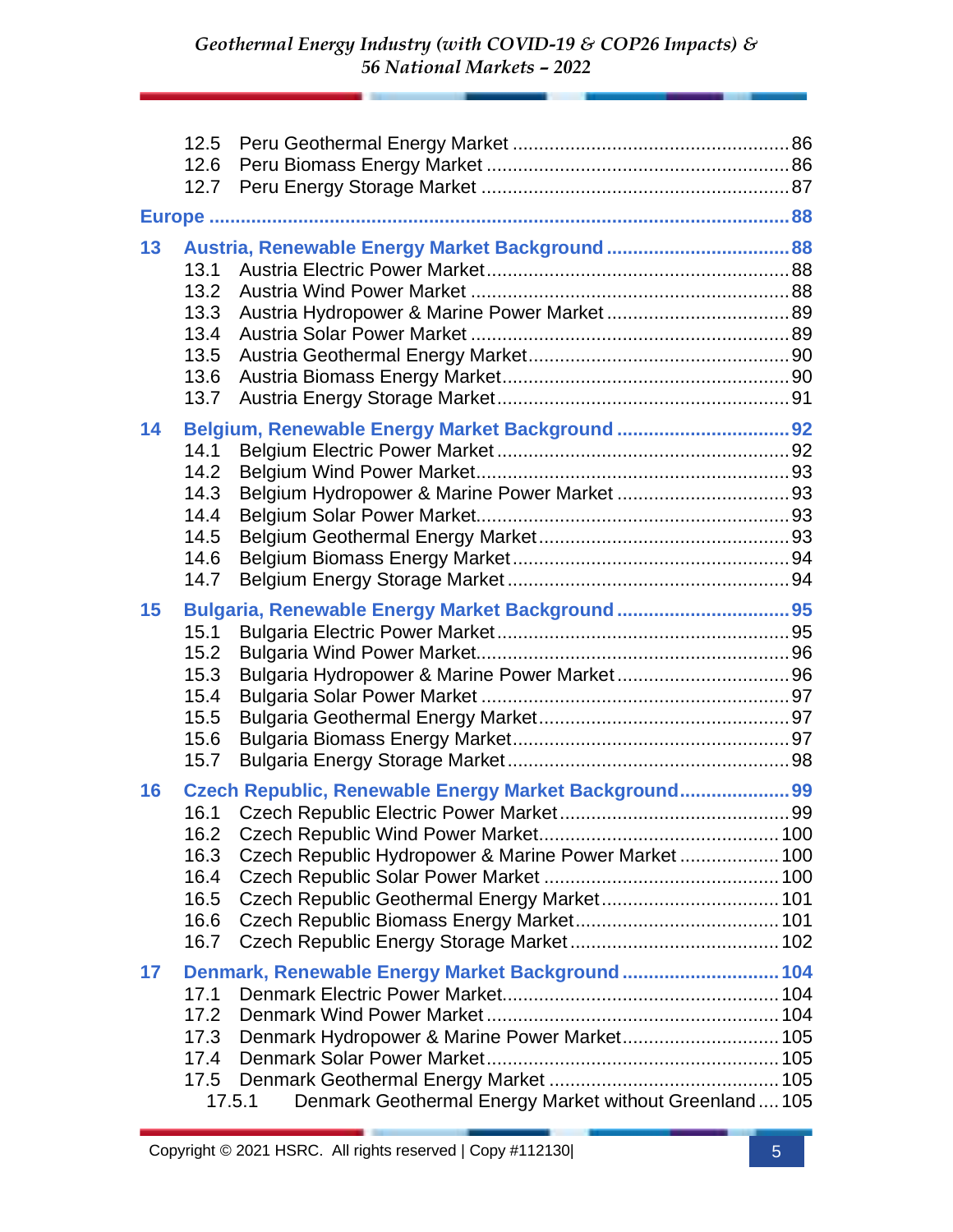12.5 Peru Geothermal Energy Market ........................................................ 86
12.6 Peru Biomass Energy Market ............................................................ 86
12.7 Peru Energy Storage Market ............................................................. 87

**Europe** ............................................................................................................ **88**

**13 Austria, Renewable Energy Market Background** ..................................... **88**
13.1 Austria Electric Power Market .............................................................. 88
13.2 Austria Wind Power Market .................................................................. 88
13.3 Austria Hydropower & Marine Power Market ...................................... 89
13.4 Austria Solar Power Market .................................................................. 89
13.5 Austria Geothermal Energy Market ...................................................... 90
13.6 Austria Biomass Energy Market ............................................................ 90
13.7 Austria Energy Storage Market ............................................................. 91

**14 Belgium, Renewable Energy Market Background** ................................... **92**
14.1 Belgium Electric Power Market ............................................................. 92
14.2 Belgium Wind Power Market ................................................................. 93
14.3 Belgium Hydropower & Marine Power Market .................................... 93
14.4 Belgium Solar Power Market ................................................................. 93
14.5 Belgium Geothermal Energy Market ..................................................... 93
14.6 Belgium Biomass Energy Market ........................................................... 94
14.7 Belgium Energy Storage Market ........................................................... 94

**15 Bulgaria, Renewable Energy Market Background** ................................... **95**
15.1 Bulgaria Electric Power Market ............................................................. 95
15.2 Bulgaria Wind Power Market ................................................................. 96
15.3 Bulgaria Hydropower & Marine Power Market .................................... 96
15.4 Bulgaria Solar Power Market ................................................................. 97
15.5 Bulgaria Geothermal Energy Market ..................................................... 97
15.6 Bulgaria Biomass Energy Market ........................................................... 97
15.7 Bulgaria Energy Storage Market ........................................................... 98

**16 Czech Republic, Renewable Energy Market Background** ....................... **99**
16.1 Czech Republic Electric Power Market .................................................. 99
16.2 Czech Republic Wind Power Market .................................................... 100
16.3 Czech Republic Hydropower & Marine Power Market ....................... 100
16.4 Czech Republic Solar Power Market .................................................... 100
16.5 Czech Republic Geothermal Energy Market ........................................ 101
16.6 Czech Republic Biomass Energy Market .............................................. 101
16.7 Czech Republic Energy Storage Market ............................................... 102

**17 Denmark, Renewable Energy Market Background** ................................ **104**
17.1 Denmark Electric Power Market .......................................................... 104
17.2 Denmark Wind Power Market .............................................................. 104
17.3 Denmark Hydropower & Marine Power Market .................................. 105
17.4 Denmark Solar Power Market ............................................................... 105
17.5 Denmark Geothermal Energy Market ................................................... 105
17.5.1 Denmark Geothermal Energy Market without Greenland .... 105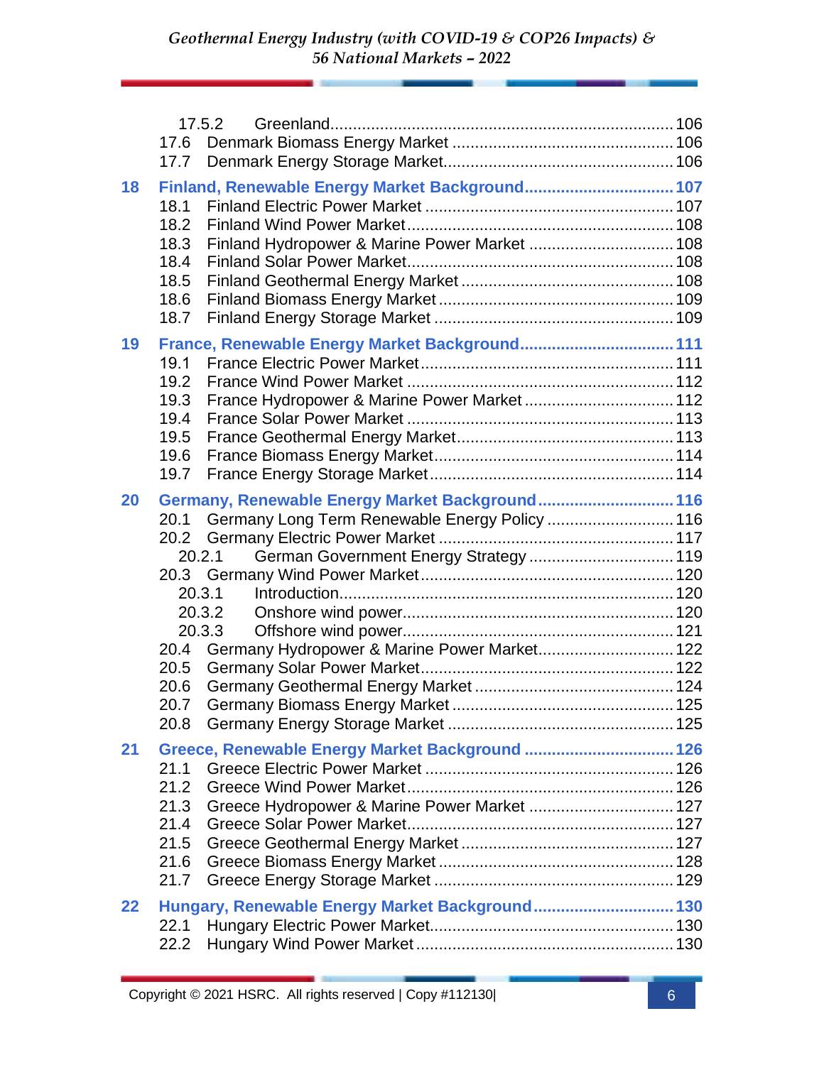17.5.2 Greenland ........................................................................ 106
17.6 Denmark Biomass Energy Market ................................................ 106
17.7 Denmark Energy Storage Market ................................................. 106

**18 Finland, Renewable Energy Market Background ................................ 107**

18.1 Finland Electric Power Market ..................................................... 107
18.2 Finland Wind Power Market ......................................................... 108
18.3 Finland Hydropower & Marine Power Market ............................... 108
18.4 Finland Solar Power Market ......................................................... 108
18.5 Finland Geothermal Energy Market .............................................. 108
18.6 Finland Biomass Energy Market .................................................. 109
18.7 Finland Energy Storage Market ................................................... 109

**19 France, Renewable Energy Market Background ................................. 111**

19.1 France Electric Power Market ...................................................... 111
19.2 France Wind Power Market .......................................................... 112
19.3 France Hydropower & Marine Power Market ................................ 112
19.4 France Solar Power Market .......................................................... 113
19.5 France Geothermal Energy Market ............................................... 113
19.6 France Biomass Energy Market ................................................... 114
19.7 France Energy Storage Market .................................................... 114

**20 Germany, Renewable Energy Market Background .............................. 116**

20.1 Germany Long Term Renewable Energy Policy ........................... 116
20.2 Germany Electric Power Market .................................................. 117
20.2.1 German Government Energy Strategy ............................... 119
20.3 Germany Wind Power Market ...................................................... 120
20.3.1 Introduction ....................................................................... 120
20.3.2 Onshore wind power .......................................................... 120
20.3.3 Offshore wind power .......................................................... 121
20.4 Germany Hydropower & Marine Power Market ............................ 122
20.5 Germany Solar Power Market ...................................................... 122
20.6 Germany Geothermal Energy Market ........................................... 124
20.7 Germany Biomass Energy Market ............................................... 125
20.8 Germany Energy Storage Market ................................................ 125

**21 Greece, Renewable Energy Market Background ................................ 126**

21.1 Greece Electric Power Market ..................................................... 126
21.2 Greece Wind Power Market ......................................................... 126
21.3 Greece Hydropower & Marine Power Market ............................... 127
21.4 Greece Solar Power Market ......................................................... 127
21.5 Greece Geothermal Energy Market .............................................. 127
21.6 Greece Biomass Energy Market ................................................... 128
21.7 Greece Energy Storage Market .................................................... 129

**22 Hungary, Renewable Energy Market Background .............................. 130**

22.1 Hungary Electric Power Market .................................................... 130
22.2 Hungary Wind Power Market ....................................................... 130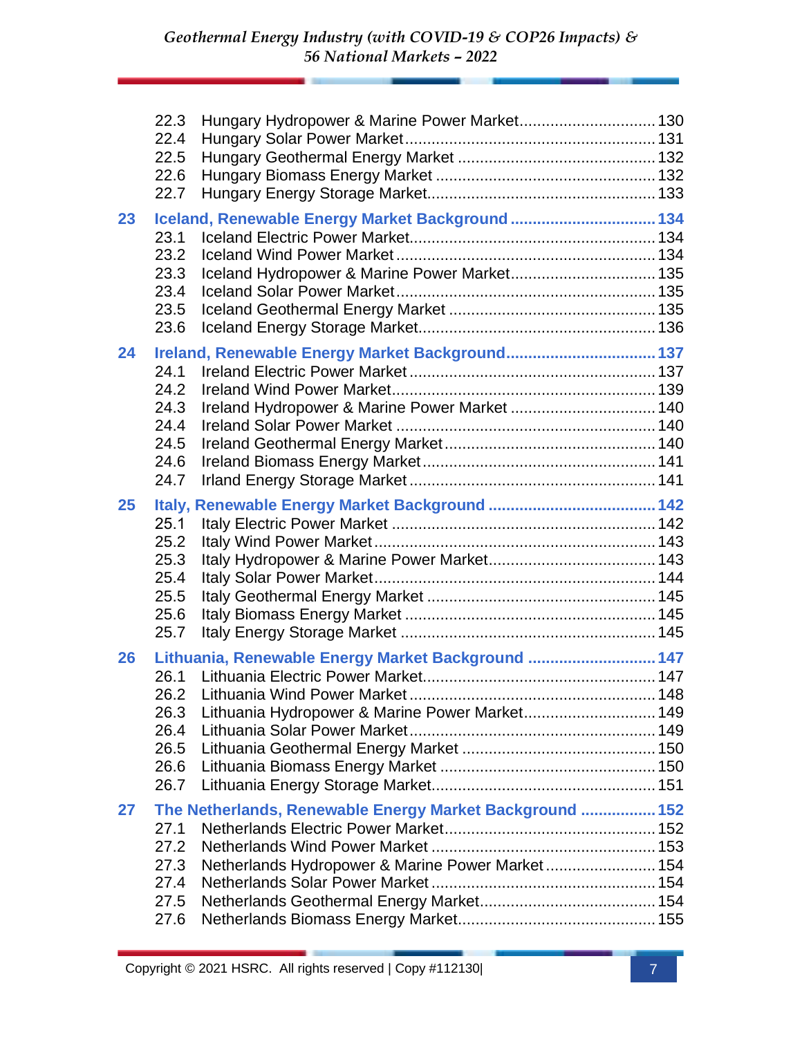22.3 Hungary Hydropower & Marine Power Market .............................. 130
22.4 Hungary Solar Power Market .............................. 131
22.5 Hungary Geothermal Energy Market .............................. 132
22.6 Hungary Biomass Energy Market .............................. 132
22.7 Hungary Energy Storage Market .............................. 133

**23 Iceland, Renewable Energy Market Background .............................. 134**

23.1 Iceland Electric Power Market .............................. 134
23.2 Iceland Wind Power Market .............................. 134
23.3 Iceland Hydropower & Marine Power Market .............................. 135
23.4 Iceland Solar Power Market .............................. 135
23.5 Iceland Geothermal Energy Market .............................. 135
23.6 Iceland Energy Storage Market .............................. 136

**24 Ireland, Renewable Energy Market Background .............................. 137**

24.1 Ireland Electric Power Market .............................. 137
24.2 Ireland Wind Power Market .............................. 139
24.3 Ireland Hydropower & Marine Power Market .............................. 140
24.4 Ireland Solar Power Market .............................. 140
24.5 Ireland Geothermal Energy Market .............................. 140
24.6 Ireland Biomass Energy Market .............................. 141
24.7 Irland Energy Storage Market .............................. 141

**25 Italy, Renewable Energy Market Background .............................. 142**

25.1 Italy Electric Power Market .............................. 142
25.2 Italy Wind Power Market .............................. 143
25.3 Italy Hydropower & Marine Power Market .............................. 143
25.4 Italy Solar Power Market .............................. 144
25.5 Italy Geothermal Energy Market .............................. 145
25.6 Italy Biomass Energy Market .............................. 145
25.7 Italy Energy Storage Market .............................. 145

**26 Lithuania, Renewable Energy Market Background .............................. 147**

26.1 Lithuania Electric Power Market .............................. 147
26.2 Lithuania Wind Power Market .............................. 148
26.3 Lithuania Hydropower & Marine Power Market .............................. 149
26.4 Lithuania Solar Power Market .............................. 149
26.5 Lithuania Geothermal Energy Market .............................. 150
26.6 Lithuania Biomass Energy Market .............................. 150
26.7 Lithuania Energy Storage Market .............................. 151

**27 The Netherlands, Renewable Energy Market Background .............................. 152**

27.1 Netherlands Electric Power Market .............................. 152
27.2 Netherlands Wind Power Market .............................. 153
27.3 Netherlands Hydropower & Marine Power Market .............................. 154
27.4 Netherlands Solar Power Market .............................. 154
27.5 Netherlands Geothermal Energy Market .............................. 154
27.6 Netherlands Biomass Energy Market .............................. 155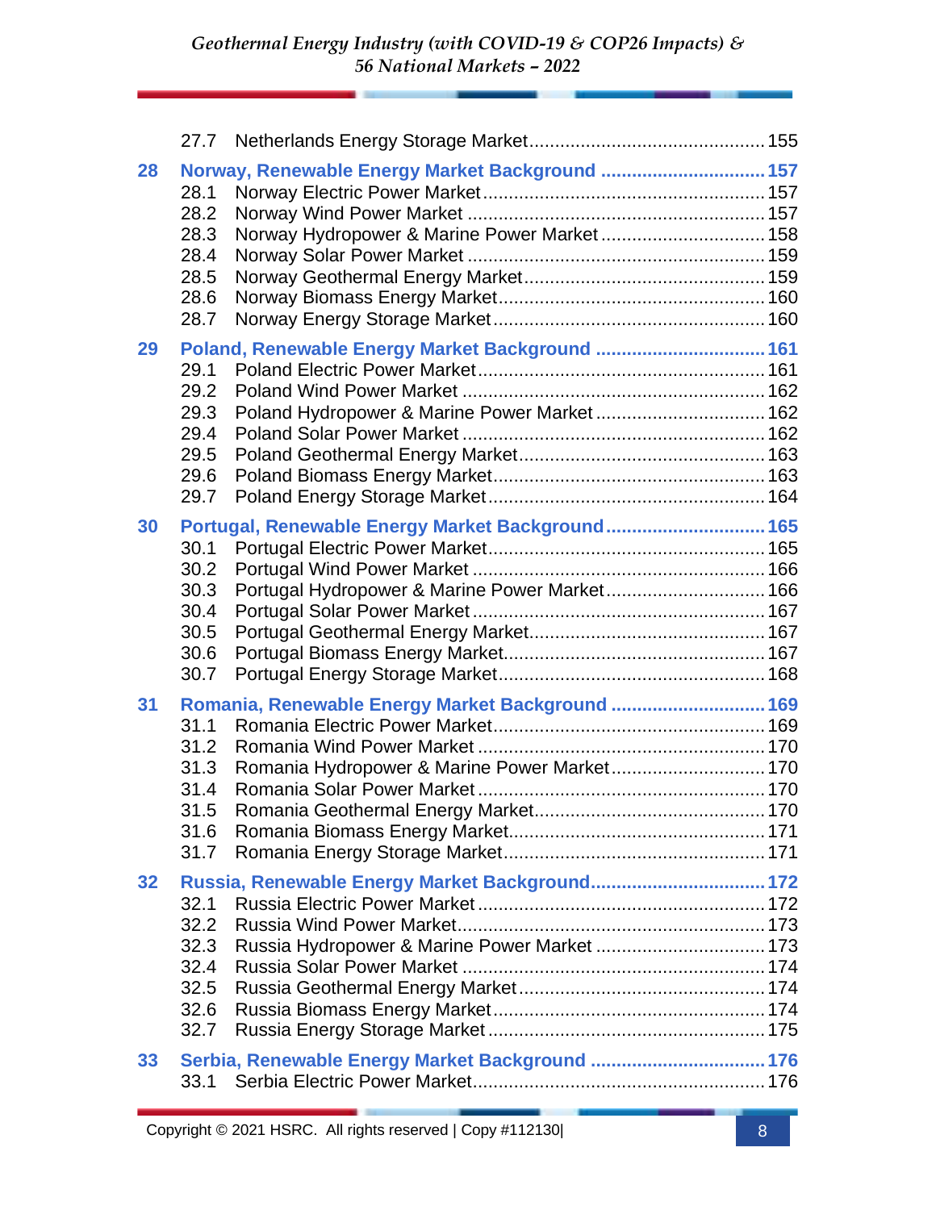27.7 Netherlands Energy Storage Market .... 155

**28 Norway, Renewable Energy Market Background .... 157**

28.1 Norway Electric Power Market .... 157
28.2 Norway Wind Power Market .... 157
28.3 Norway Hydropower & Marine Power Market .... 158
28.4 Norway Solar Power Market .... 159
28.5 Norway Geothermal Energy Market .... 159
28.6 Norway Biomass Energy Market .... 160
28.7 Norway Energy Storage Market .... 160

**29 Poland, Renewable Energy Market Background .... 161**

29.1 Poland Electric Power Market .... 161
29.2 Poland Wind Power Market .... 162
29.3 Poland Hydropower & Marine Power Market .... 162
29.4 Poland Solar Power Market .... 162
29.5 Poland Geothermal Energy Market .... 163
29.6 Poland Biomass Energy Market .... 163
29.7 Poland Energy Storage Market .... 164

**30 Portugal, Renewable Energy Market Background .... 165**

30.1 Portugal Electric Power Market .... 165
30.2 Portugal Wind Power Market .... 166
30.3 Portugal Hydropower & Marine Power Market .... 166
30.4 Portugal Solar Power Market .... 167
30.5 Portugal Geothermal Energy Market .... 167
30.6 Portugal Biomass Energy Market .... 167
30.7 Portugal Energy Storage Market .... 168

**31 Romania, Renewable Energy Market Background .... 169**

31.1 Romania Electric Power Market .... 169
31.2 Romania Wind Power Market .... 170
31.3 Romania Hydropower & Marine Power Market .... 170
31.4 Romania Solar Power Market .... 170
31.5 Romania Geothermal Energy Market .... 170
31.6 Romania Biomass Energy Market .... 171
31.7 Romania Energy Storage Market .... 171

**32 Russia, Renewable Energy Market Background .... 172**

32.1 Russia Electric Power Market .... 172
32.2 Russia Wind Power Market .... 173
32.3 Russia Hydropower & Marine Power Market .... 173
32.4 Russia Solar Power Market .... 174
32.5 Russia Geothermal Energy Market .... 174
32.6 Russia Biomass Energy Market .... 174
32.7 Russia Energy Storage Market .... 175

**33 Serbia, Renewable Energy Market Background .... 176**

33.1 Serbia Electric Power Market .... 176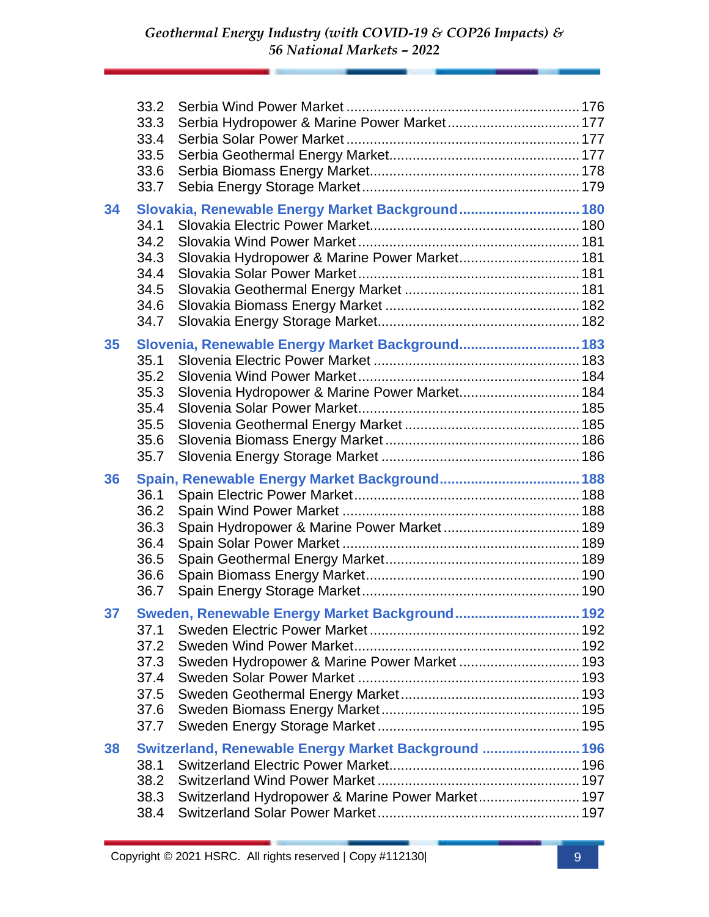33.2 Serbia Wind Power Market ........................................................... 176
33.3 Serbia Hydropower & Marine Power Market .................................. 177
33.4 Serbia Solar Power Market ........................................................... 177
33.5 Serbia Geothermal Energy Market ................................................ 177
33.6 Serbia Biomass Energy Market ..................................................... 178
33.7 Sebia Energy Storage Market ....................................................... 179

**34 Slovakia, Renewable Energy Market Background ............................... 180**

34.1 Slovakia Electric Power Market ..................................................... 180
34.2 Slovakia Wind Power Market ......................................................... 181
34.3 Slovakia Hydropower & Marine Power Market ............................... 181
34.4 Slovakia Solar Power Market ......................................................... 181
34.5 Slovakia Geothermal Energy Market ............................................. 181
34.6 Slovakia Biomass Energy Market .................................................. 182
34.7 Slovakia Energy Storage Market ................................................... 182

**35 Slovenia, Renewable Energy Market Background ............................... 183**

35.1 Slovenia Electric Power Market ..................................................... 183
35.2 Slovenia Wind Power Market ......................................................... 184
35.3 Slovenia Hydropower & Marine Power Market ............................... 184
35.4 Slovenia Solar Power Market ......................................................... 185
35.5 Slovenia Geothermal Energy Market ............................................. 185
35.6 Slovenia Biomass Energy Market .................................................. 186
35.7 Slovenia Energy Storage Market ................................................... 186

**36 Spain, Renewable Energy Market Background .................................... 188**

36.1 Spain Electric Power Market ......................................................... 188
36.2 Spain Wind Power Market ............................................................. 188
36.3 Spain Hydropower & Marine Power Market ................................... 189
36.4 Spain Solar Power Market ............................................................. 189
36.5 Spain Geothermal Energy Market .................................................. 189
36.6 Spain Biomass Energy Market ....................................................... 190
36.7 Spain Energy Storage Market ....................................................... 190

**37 Sweden, Renewable Energy Market Background ................................ 192**

37.1 Sweden Electric Power Market ...................................................... 192
37.2 Sweden Wind Power Market .......................................................... 192
37.3 Sweden Hydropower & Marine Power Market ............................... 193
37.4 Sweden Solar Power Market ......................................................... 193
37.5 Sweden Geothermal Energy Market .............................................. 193
37.6 Sweden Biomass Energy Market ................................................... 195
37.7 Sweden Energy Storage Market .................................................... 195

**38 Switzerland, Renewable Energy Market Background ......................... 196**

38.1 Switzerland Electric Power Market ................................................. 196
38.2 Switzerland Wind Power Market .................................................... 197
38.3 Switzerland Hydropower & Marine Power Market .......................... 197
38.4 Switzerland Solar Power Market .................................................... 197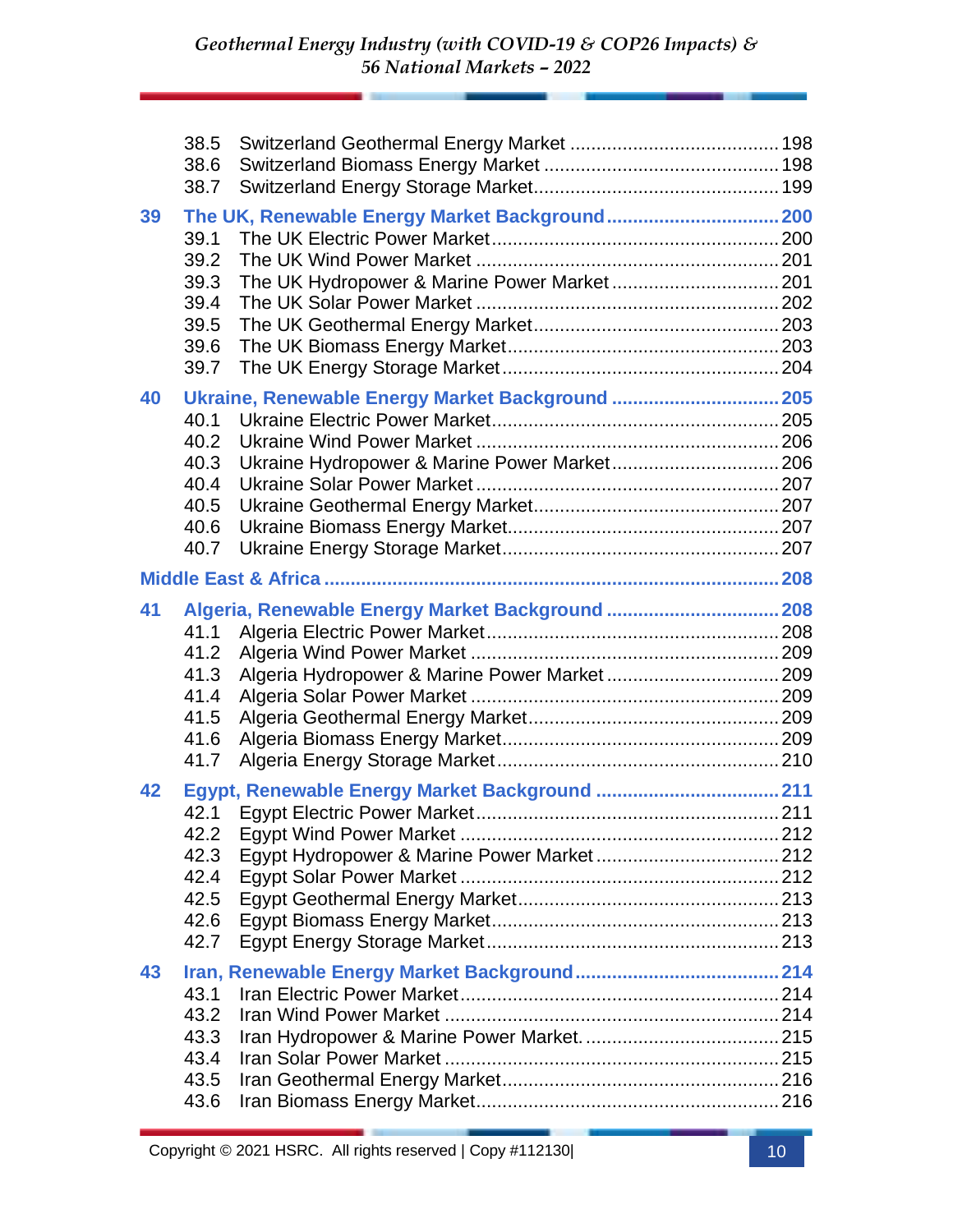38.5 Switzerland Geothermal Energy Market ........................................ 198
38.6 Switzerland Biomass Energy Market ............................................ 198
38.7 Switzerland Energy Storage Market.............................................. 199

**39 The UK, Renewable Energy Market Background ................................ 200**

39.1 The UK Electric Power Market...................................................... 200
39.2 The UK Wind Power Market ......................................................... 201
39.3 The UK Hydropower & Marine Power Market ............................... 201
39.4 The UK Solar Power Market ......................................................... 202
39.5 The UK Geothermal Energy Market.............................................. 203
39.6 The UK Biomass Energy Market................................................... 203
39.7 The UK Energy Storage Market.................................................... 204

**40 Ukraine, Renewable Energy Market Background ............................... 205**

40.1 Ukraine Electric Power Market...................................................... 205
40.2 Ukraine Wind Power Market ......................................................... 206
40.3 Ukraine Hydropower & Marine Power Market ............................... 206
40.4 Ukraine Solar Power Market......................................................... 207
40.5 Ukraine Geothermal Energy Market.............................................. 207
40.6 Ukraine Biomass Energy Market.................................................. 207
40.7 Ukraine Energy Storage Market.................................................... 207

**Middle East & Africa ..................................................................................... 208**

**41 Algeria, Renewable Energy Market Background ................................ 208**

41.1 Algeria Electric Power Market...................................................... 208
41.2 Algeria Wind Power Market ......................................................... 209
41.3 Algeria Hydropower & Marine Power Market ................................ 209
41.4 Algeria Solar Power Market ......................................................... 209
41.5 Algeria Geothermal Energy Market............................................... 209
41.6 Algeria Biomass Energy Market.................................................... 209
41.7 Algeria Energy Storage Market..................................................... 210

**42 Egypt, Renewable Energy Market Background .................................. 211**

42.1 Egypt Electric Power Market......................................................... 211
42.2 Egypt Wind Power Market ............................................................ 212
42.3 Egypt Hydropower & Marine Power Market .................................. 212
42.4 Egypt Solar Power Market ............................................................ 212
42.5 Egypt Geothermal Energy Market................................................. 213
42.6 Egypt Biomass Energy Market...................................................... 213
42.7 Egypt Energy Storage Market....................................................... 213

**43 Iran, Renewable Energy Market Background...................................... 214**

43.1 Iran Electric Power Market............................................................ 214
43.2 Iran Wind Power Market ............................................................... 214
43.3 Iran Hydropower & Marine Power Market. .................................... 215
43.4 Iran Solar Power Market ............................................................... 215
43.5 Iran Geothermal Energy Market.................................................... 216
43.6 Iran Biomass Energy Market......................................................... 216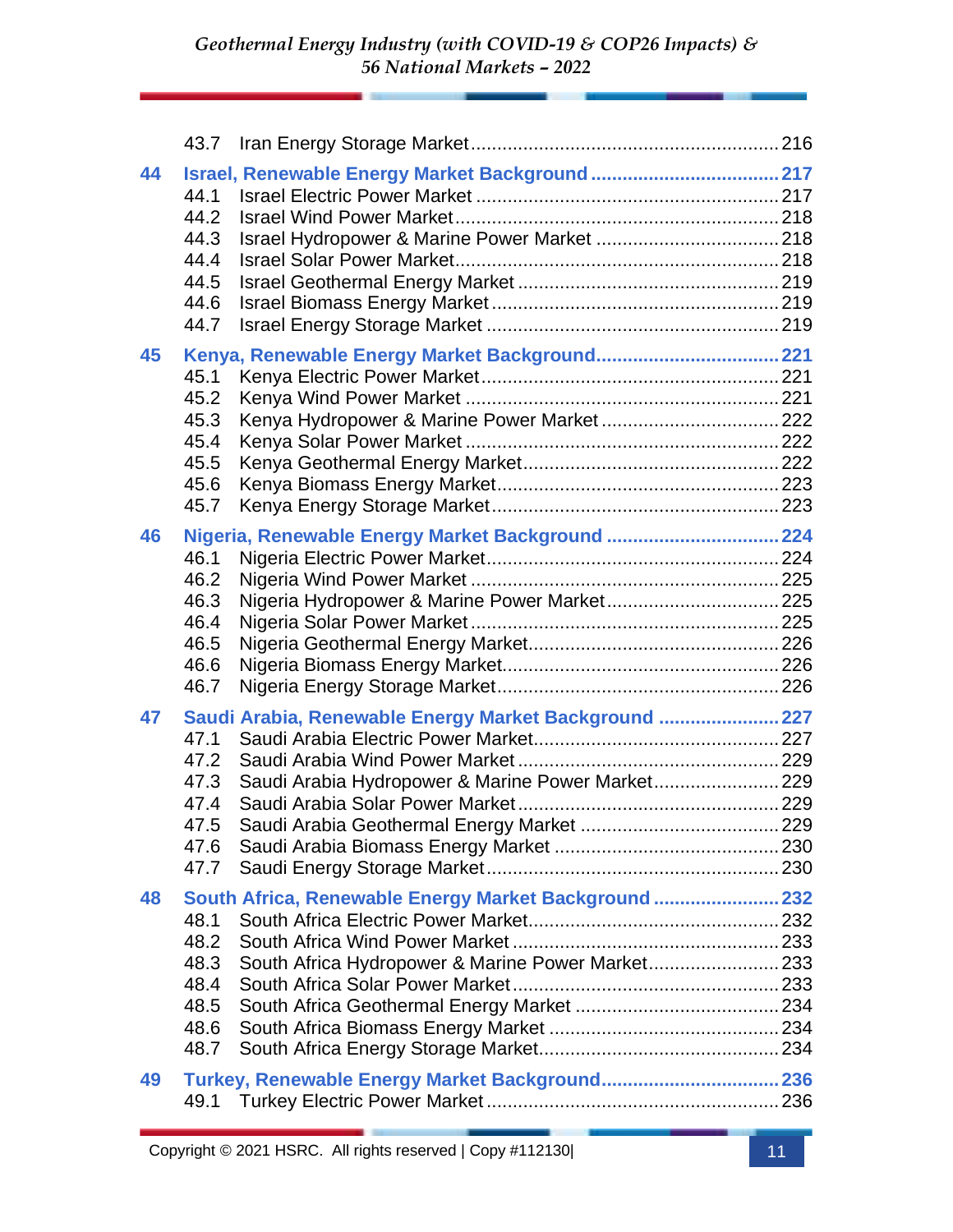43.7 Iran Energy Storage Market ..... 216

**44 Israel, Renewable Energy Market Background ..... 217**

44.1 Israel Electric Power Market ..... 217
44.2 Israel Wind Power Market ..... 218
44.3 Israel Hydropower & Marine Power Market ..... 218
44.4 Israel Solar Power Market ..... 218
44.5 Israel Geothermal Energy Market ..... 219
44.6 Israel Biomass Energy Market ..... 219
44.7 Israel Energy Storage Market ..... 219

**45 Kenya, Renewable Energy Market Background ..... 221**

45.1 Kenya Electric Power Market ..... 221
45.2 Kenya Wind Power Market ..... 221
45.3 Kenya Hydropower & Marine Power Market ..... 222
45.4 Kenya Solar Power Market ..... 222
45.5 Kenya Geothermal Energy Market ..... 222
45.6 Kenya Biomass Energy Market ..... 223
45.7 Kenya Energy Storage Market ..... 223

**46 Nigeria, Renewable Energy Market Background ..... 224**

46.1 Nigeria Electric Power Market ..... 224
46.2 Nigeria Wind Power Market ..... 225
46.3 Nigeria Hydropower & Marine Power Market ..... 225
46.4 Nigeria Solar Power Market ..... 225
46.5 Nigeria Geothermal Energy Market ..... 226
46.6 Nigeria Biomass Energy Market ..... 226
46.7 Nigeria Energy Storage Market ..... 226

**47 Saudi Arabia, Renewable Energy Market Background ..... 227**

47.1 Saudi Arabia Electric Power Market ..... 227
47.2 Saudi Arabia Wind Power Market ..... 229
47.3 Saudi Arabia Hydropower & Marine Power Market ..... 229
47.4 Saudi Arabia Solar Power Market ..... 229
47.5 Saudi Arabia Geothermal Energy Market ..... 229
47.6 Saudi Arabia Biomass Energy Market ..... 230
47.7 Saudi Energy Storage Market ..... 230

**48 South Africa, Renewable Energy Market Background ..... 232**

48.1 South Africa Electric Power Market ..... 232
48.2 South Africa Wind Power Market ..... 233
48.3 South Africa Hydropower & Marine Power Market ..... 233
48.4 South Africa Solar Power Market ..... 233
48.5 South Africa Geothermal Energy Market ..... 234
48.6 South Africa Biomass Energy Market ..... 234
48.7 South Africa Energy Storage Market ..... 234

**49 Turkey, Renewable Energy Market Background ..... 236**

49.1 Turkey Electric Power Market ..... 236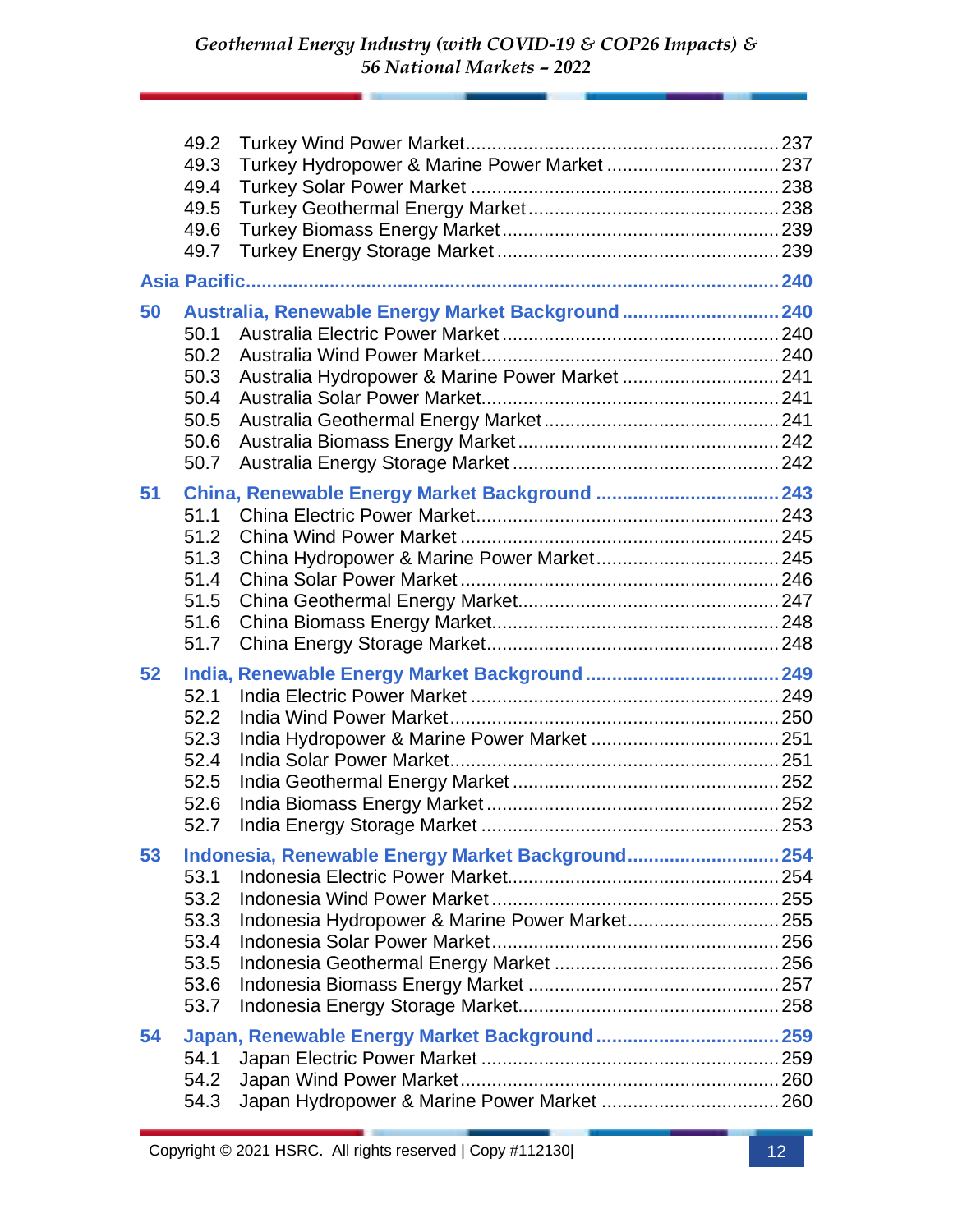49.2 Turkey Wind Power Market ... 237
49.3 Turkey Hydropower & Marine Power Market ... 237
49.4 Turkey Solar Power Market ... 238
49.5 Turkey Geothermal Energy Market ... 238
49.6 Turkey Biomass Energy Market ... 239
49.7 Turkey Energy Storage Market ... 239

**Asia Pacific ... 240**

**50 Australia, Renewable Energy Market Background ... 240**

50.1 Australia Electric Power Market ... 240
50.2 Australia Wind Power Market ... 240
50.3 Australia Hydropower & Marine Power Market ... 241
50.4 Australia Solar Power Market ... 241
50.5 Australia Geothermal Energy Market ... 241
50.6 Australia Biomass Energy Market ... 242
50.7 Australia Energy Storage Market ... 242

**51 China, Renewable Energy Market Background ... 243**

51.1 China Electric Power Market ... 243
51.2 China Wind Power Market ... 245
51.3 China Hydropower & Marine Power Market ... 245
51.4 China Solar Power Market ... 246
51.5 China Geothermal Energy Market ... 247
51.6 China Biomass Energy Market ... 248
51.7 China Energy Storage Market ... 248

**52 India, Renewable Energy Market Background ... 249**

52.1 India Electric Power Market ... 249
52.2 India Wind Power Market ... 250
52.3 India Hydropower & Marine Power Market ... 251
52.4 India Solar Power Market ... 251
52.5 India Geothermal Energy Market ... 252
52.6 India Biomass Energy Market ... 252
52.7 India Energy Storage Market ... 253

**53 Indonesia, Renewable Energy Market Background ... 254**

53.1 Indonesia Electric Power Market ... 254
53.2 Indonesia Wind Power Market ... 255
53.3 Indonesia Hydropower & Marine Power Market ... 255
53.4 Indonesia Solar Power Market ... 256
53.5 Indonesia Geothermal Energy Market ... 256
53.6 Indonesia Biomass Energy Market ... 257
53.7 Indonesia Energy Storage Market ... 258

**54 Japan, Renewable Energy Market Background ... 259**

54.1 Japan Electric Power Market ... 259
54.2 Japan Wind Power Market ... 260
54.3 Japan Hydropower & Marine Power Market ... 260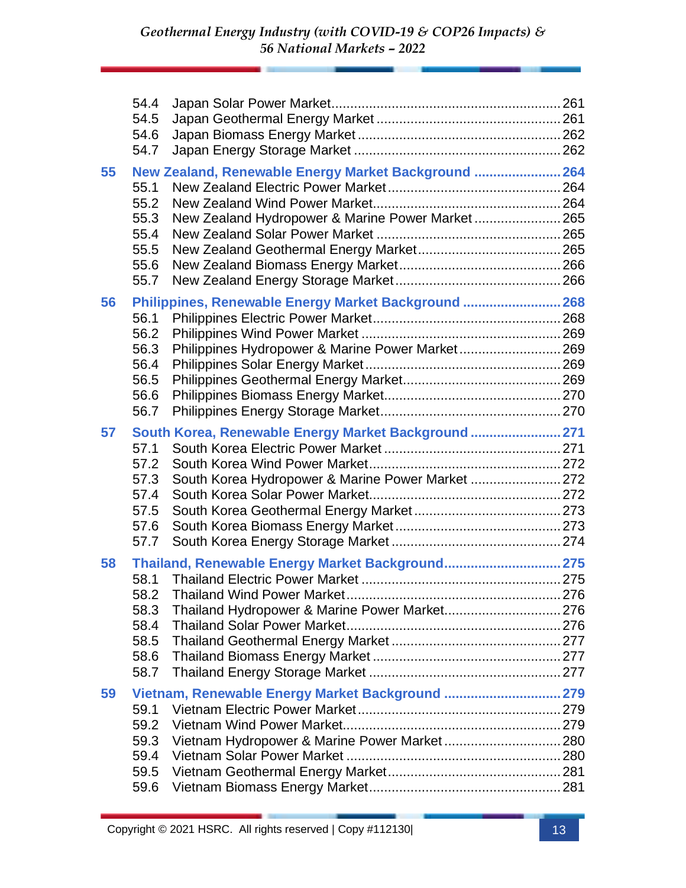54.4 Japan Solar Power Market ........................................................... 261
54.5 Japan Geothermal Energy Market ................................................ 261
54.6 Japan Biomass Energy Market ..................................................... 262
54.7 Japan Energy Storage Market ...................................................... 262

**55 New Zealand, Renewable Energy Market Background ....................... 264**

55.1 New Zealand Electric Power Market ............................................. 264
55.2 New Zealand Wind Power Market ................................................. 264
55.3 New Zealand Hydropower & Marine Power Market ....................... 265
55.4 New Zealand Solar Power Market ................................................ 265
55.5 New Zealand Geothermal Energy Market ...................................... 265
55.6 New Zealand Biomass Energy Market .......................................... 266
55.7 New Zealand Energy Storage Market ........................................... 266

**56 Philippines, Renewable Energy Market Background .......................... 268**

56.1 Philippines Electric Power Market ................................................. 268
56.2 Philippines Wind Power Market .................................................... 269
56.3 Philippines Hydropower & Marine Power Market ........................... 269
56.4 Philippines Solar Energy Market ................................................... 269
56.5 Philippines Geothermal Energy Market .......................................... 269
56.6 Philippines Biomass Energy Market ............................................... 270
56.7 Philippines Energy Storage Market ................................................ 270

**57 South Korea, Renewable Energy Market Background ........................ 271**

57.1 South Korea Electric Power Market ............................................... 271
57.2 South Korea Wind Power Market ................................................... 272
57.3 South Korea Hydropower & Marine Power Market ........................ 272
57.4 South Korea Solar Power Market .................................................. 272
57.5 South Korea Geothermal Energy Market ....................................... 273
57.6 South Korea Biomass Energy Market ............................................ 273
57.7 South Korea Energy Storage Market ............................................ 274

**58 Thailand, Renewable Energy Market Background .............................. 275**

58.1 Thailand Electric Power Market .................................................... 275
58.2 Thailand Wind Power Market ........................................................ 276
58.3 Thailand Hydropower & Marine Power Market .............................. 276
58.4 Thailand Solar Power Market ........................................................ 276
58.5 Thailand Geothermal Energy Market ............................................ 277
58.6 Thailand Biomass Energy Market ................................................. 277
58.7 Thailand Energy Storage Market .................................................. 277

**59 Vietnam, Renewable Energy Market Background .............................. 279**

59.1 Vietnam Electric Power Market ..................................................... 279
59.2 Vietnam Wind Power Market ......................................................... 279
59.3 Vietnam Hydropower & Marine Power Market ............................... 280
59.4 Vietnam Solar Power Market ........................................................ 280
59.5 Vietnam Geothermal Energy Market ............................................. 281
59.6 Vietnam Biomass Energy Market .................................................. 281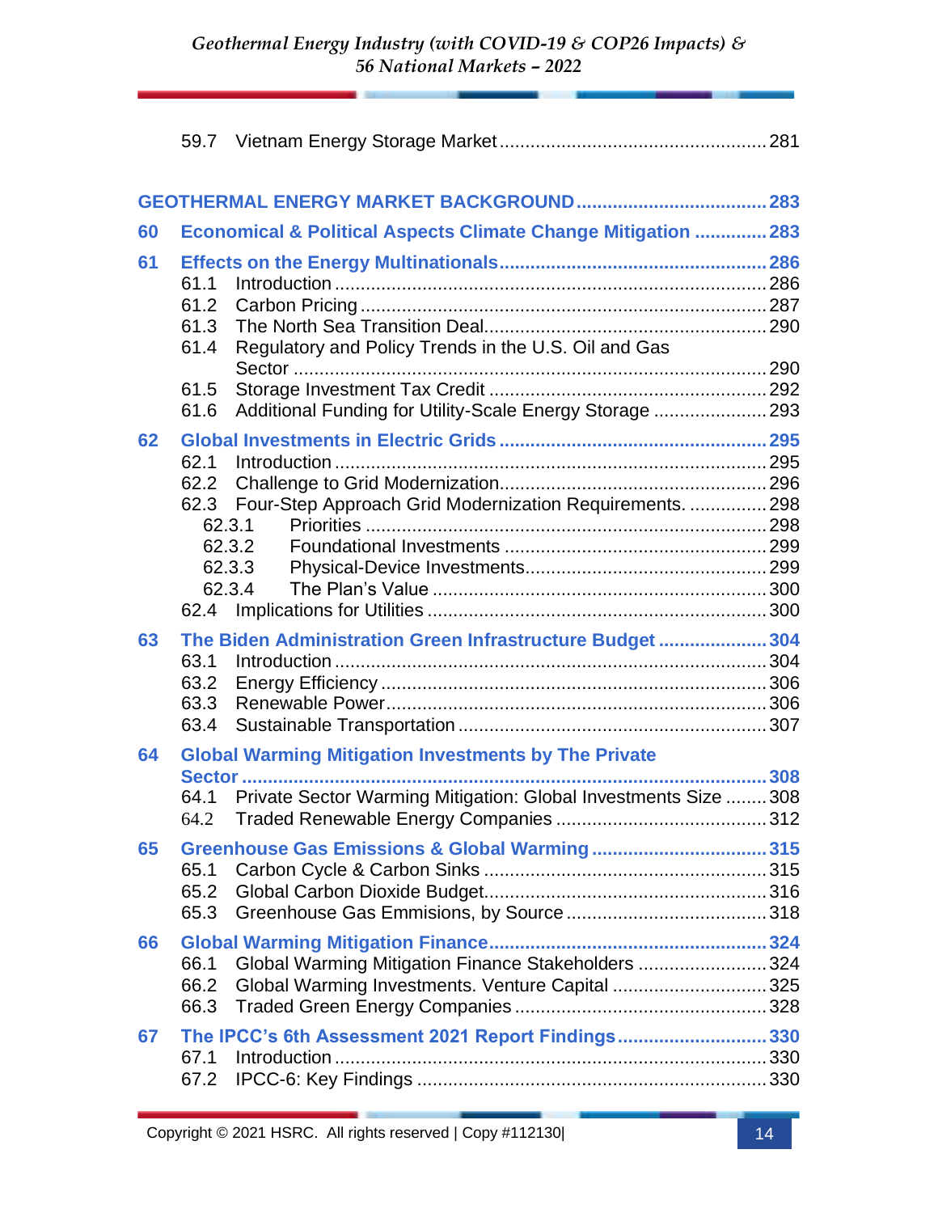59.7 Vietnam Energy Storage Market .................................................. 281

**GEOTHERMAL ENERGY MARKET BACKGROUND ..................................... 283**

**60 Economical & Political Aspects Climate Change Mitigation ............. 283**

**61 Effects on the Energy Multinationals .................................................. 286**

61.1 Introduction ................................................................................ 286

61.2 Carbon Pricing ............................................................................ 287

61.3 The North Sea Transition Deal ..................................................... 290

61.4 Regulatory and Policy Trends in the U.S. Oil and Gas Sector ........................................................................................ 290

61.5 Storage Investment Tax Credit .................................................... 292

61.6 Additional Funding for Utility-Scale Energy Storage ..................... 293

**62 Global Investments in Electric Grids .................................................. 295**

62.1 Introduction ................................................................................ 295

62.2 Challenge to Grid Modernization .................................................. 296

62.3 Four-Step Approach Grid Modernization Requirements. ............... 298

62.3.1 Priorities ........................................................................... 298

62.3.2 Foundational Investments ................................................. 299

62.3.3 Physical-Device Investments .............................................. 299

62.3.4 The Plan's Value ............................................................... 300

62.4 Implications for Utilities ............................................................... 300

**63 The Biden Administration Green Infrastructure Budget ..................... 304**

63.1 Introduction ................................................................................ 304

63.2 Energy Efficiency ........................................................................ 306

63.3 Renewable Power ....................................................................... 306

63.4 Sustainable Transportation .......................................................... 307

**64 Global Warming Mitigation Investments by The Private Sector ...................................................................................................... 308**

64.1 Private Sector Warming Mitigation: Global Investments Size ........ 308

64.2 Traded Renewable Energy Companies ........................................ 312

**65 Greenhouse Gas Emissions & Global Warming ................................. 315**

65.1 Carbon Cycle & Carbon Sinks ..................................................... 315

65.2 Global Carbon Dioxide Budget ..................................................... 316

65.3 Greenhouse Gas Emmisions, by Source ...................................... 318

**66 Global Warming Mitigation Finance .................................................... 324**

66.1 Global Warming Mitigation Finance Stakeholders ........................ 324

66.2 Global Warming Investments. Venture Capital ............................. 325

66.3 Traded Green Energy Companies ............................................... 328

**67 The IPCC's 6th Assessment 2021 Report Findings ............................ 330**

67.1 Introduction ................................................................................ 330

67.2 IPCC-6: Key Findings .................................................................. 330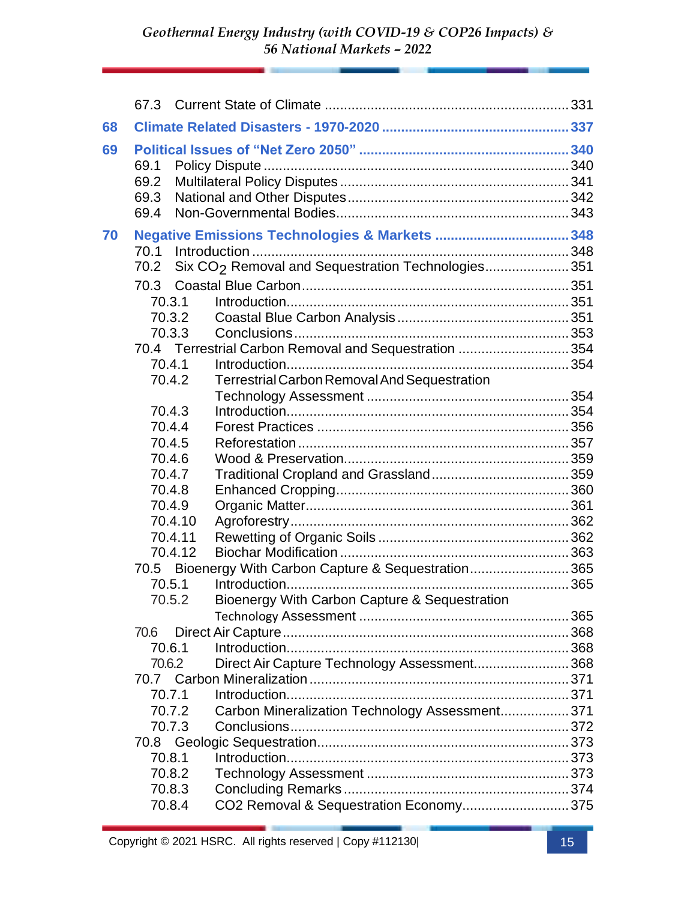67.3 Current State of Climate ............................................................... 331

**68 Climate Related Disasters - 1970-2020 ............................................... 337**

**69 Political Issues of "Net Zero 2050" ..................................................... 340**

69.1 Policy Dispute .............................................................................. 340
69.2 Multilateral Policy Disputes .......................................................... 341
69.3 National and Other Disputes ......................................................... 342
69.4 Non-Governmental Bodies ............................................................ 343

**70 Negative Emissions Technologies & Markets ...................................... 348**

70.1 Introduction ................................................................................. 348
70.2 Six $CO_2$ Removal and Sequestration Technologies ...................... 351
70.3 Coastal Blue Carbon ..................................................................... 351
70.3.1 Introduction ........................................................................ 351
70.3.2 Coastal Blue Carbon Analysis ............................................. 351
70.3.3 Conclusions ........................................................................ 353
70.4 Terrestrial Carbon Removal and Sequestration ............................. 354
70.4.1 Introduction ........................................................................ 354
70.4.2 Terrestrial Carbon Removal And Sequestration Technology Assessment ..................................................... 354
70.4.3 Introduction ........................................................................ 354
70.4.4 Forest Practices .................................................................. 356
70.4.5 Reforestation ...................................................................... 357
70.4.6 Wood & Preservation .......................................................... 359
70.4.7 Traditional Cropland and Grassland .................................... 359
70.4.8 Enhanced Cropping ............................................................. 360
70.4.9 Organic Matter .................................................................... 361
70.4.10 Agroforestry ...................................................................... 362
70.4.11 Rewetting of Organic Soils ................................................. 362
70.4.12 Biochar Modification ......................................................... 363
70.5 Bioenergy With Carbon Capture & Sequestration .......................... 365
70.5.1 Introduction ........................................................................ 365
70.5.2 Bioenergy With Carbon Capture & Sequestration Technology Assessment ...................................................... 365
70.6 Direct Air Capture ......................................................................... 368
70.6.1 Introduction ........................................................................ 368
70.6.2 Direct Air Capture Technology Assessment ......................... 368
70.7 Carbon Mineralization ................................................................... 371
70.7.1 Introduction ........................................................................ 371
70.7.2 Carbon Mineralization Technology Assessment ................... 371
70.7.3 Conclusions ........................................................................ 372
70.8 Geologic Sequestration ................................................................. 373
70.8.1 Introduction ........................................................................ 373
70.8.2 Technology Assessment ...................................................... 373
70.8.3 Concluding Remarks ........................................................... 374
70.8.4 CO2 Removal & Sequestration Economy ............................ 375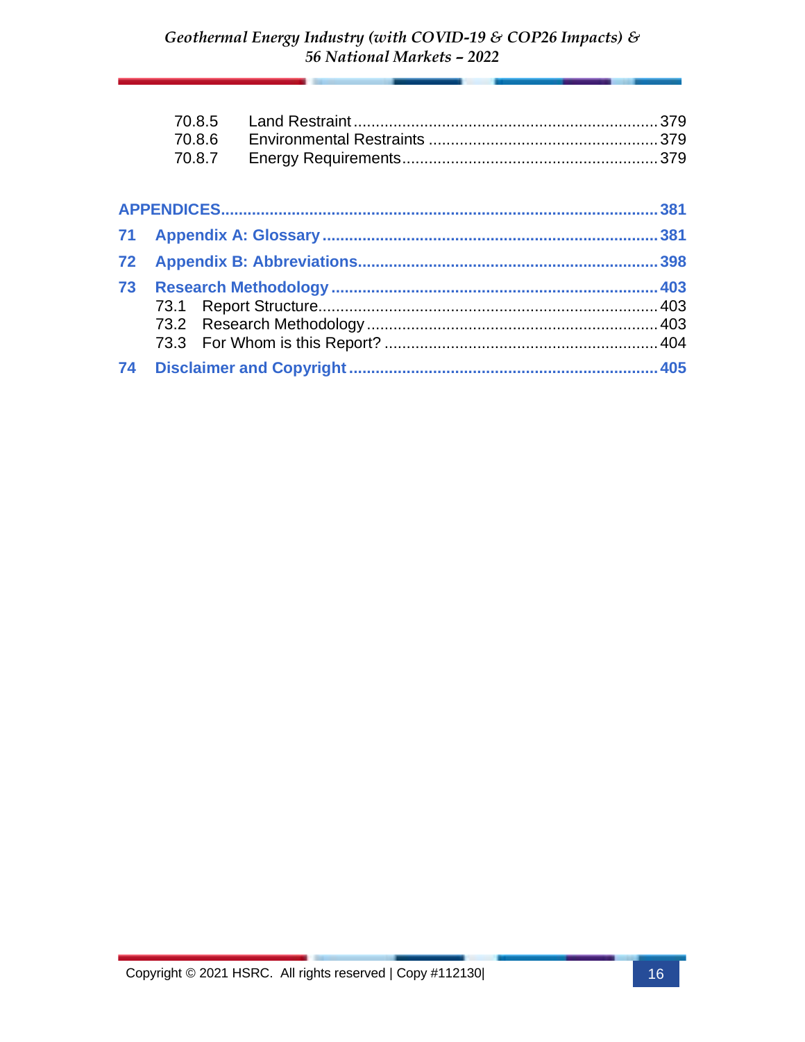70.8.5 Land Restraint ... 379
70.8.6 Environmental Restraints ... 379
70.8.7 Energy Requirements ... 379

**APPENDICES ... 381**

**71 Appendix A: Glossary ... 381**

**72 Appendix B: Abbreviations ... 398**

**73 Research Methodology ... 403**

73.1 Report Structure ... 403
73.2 Research Methodology ... 403
73.3 For Whom is this Report? ... 404

**74 Disclaimer and Copyright ... 405**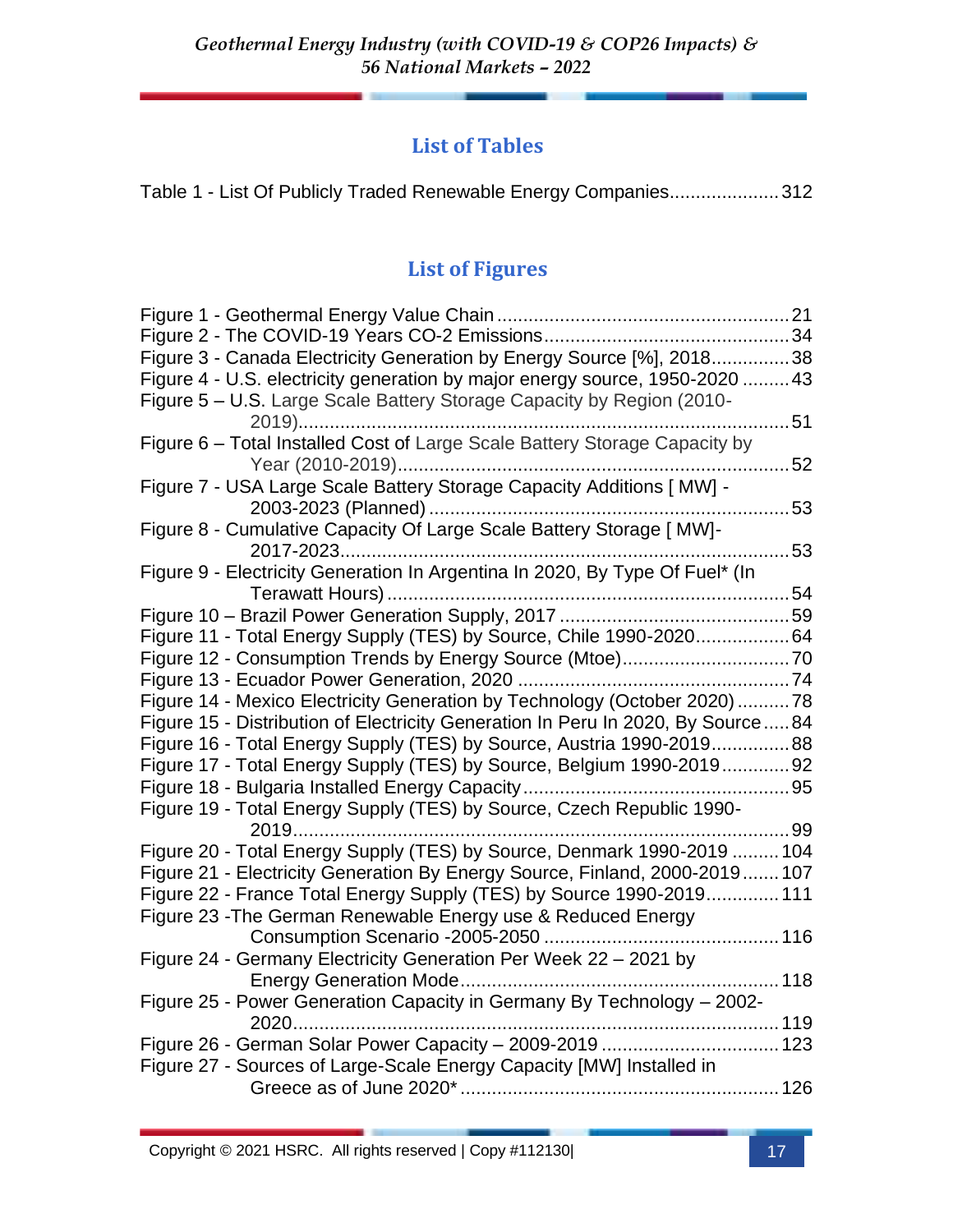## List of Tables

Table 1 - List Of Publicly Traded Renewable Energy Companies.................... 312

## List of Figures

Figure 1 - Geothermal Energy Value Chain ........................................................ 21
Figure 2 - The COVID-19 Years CO-2 Emissions............................................... 34
Figure 3 - Canada Electricity Generation by Energy Source [%], 2018............... 38
Figure 4 - U.S. electricity generation by major energy source, 1950-2020 ......... 43
Figure 5 – U.S. Large Scale Battery Storage Capacity by Region (2010-2019)............................................................................................... 51
Figure 6 – Total Installed Cost of Large Scale Battery Storage Capacity by Year (2010-2019)........................................................................... 52
Figure 7 - USA Large Scale Battery Storage Capacity Additions [ MW] - 2003-2023 (Planned) .................................................................... 53
Figure 8 - Cumulative Capacity Of Large Scale Battery Storage [ MW]- 2017-2023..................................................................................... 53
Figure 9 - Electricity Generation In Argentina In 2020, By Type Of Fuel* (In Terawatt Hours) ............................................................................ 54
Figure 10 – Brazil Power Generation Supply, 2017 ............................................ 59
Figure 11 - Total Energy Supply (TES) by Source, Chile 1990-2020.................. 64
Figure 12 - Consumption Trends by Energy Source (Mtoe)................................ 70
Figure 13 - Ecuador Power Generation, 2020 .................................................... 74
Figure 14 - Mexico Electricity Generation by Technology (October 2020) .......... 78
Figure 15 - Distribution of Electricity Generation In Peru In 2020, By Source..... 84
Figure 16 - Total Energy Supply (TES) by Source, Austria 1990-2019............... 88
Figure 17 - Total Energy Supply (TES) by Source, Belgium 1990-2019............. 92
Figure 18 - Bulgaria Installed Energy Capacity................................................... 95
Figure 19 - Total Energy Supply (TES) by Source, Czech Republic 1990-2019............................................................................................... 99
Figure 20 - Total Energy Supply (TES) by Source, Denmark 1990-2019 ......... 104
Figure 21 - Electricity Generation By Energy Source, Finland, 2000-2019....... 107
Figure 22 - France Total Energy Supply (TES) by Source 1990-2019............. 111
Figure 23 -The German Renewable Energy use & Reduced Energy Consumption Scenario -2005-2050 ............................................ 116
Figure 24 - Germany Electricity Generation Per Week 22 – 2021 by Energy Generation Mode............................................................ 118
Figure 25 - Power Generation Capacity in Germany By Technology – 2002-2020............................................................................................ 119
Figure 26 - German Solar Power Capacity – 2009-2019 .................................. 123
Figure 27 - Sources of Large-Scale Energy Capacity [MW] Installed in Greece as of June 2020* ............................................................. 126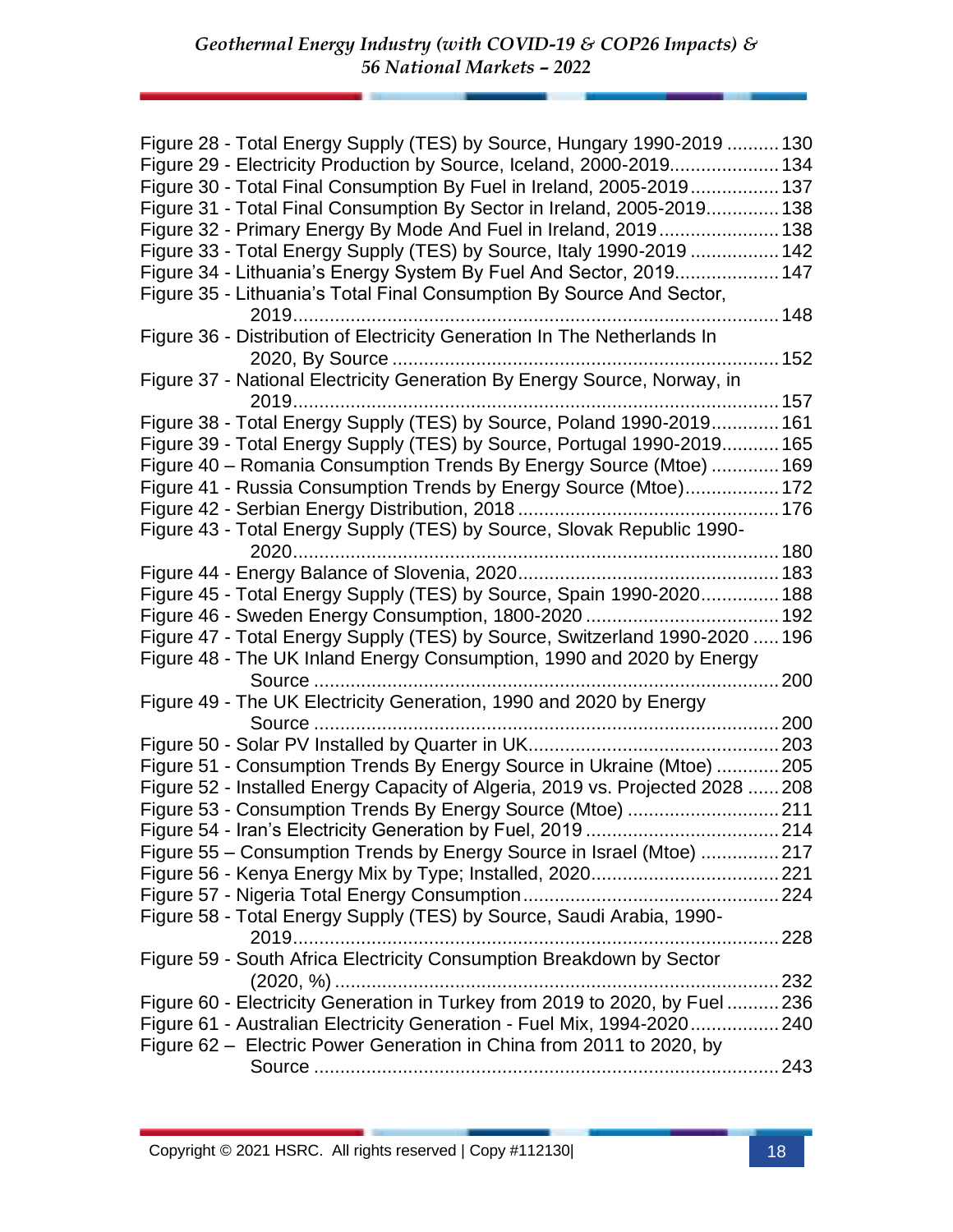Figure 28 - Total Energy Supply (TES) by Source, Hungary 1990-2019 .......... 130
Figure 29 - Electricity Production by Source, Iceland, 2000-2019..................... 134
Figure 30 - Total Final Consumption By Fuel in Ireland, 2005-2019................. 137
Figure 31 - Total Final Consumption By Sector in Ireland, 2005-2019.............. 138
Figure 32 - Primary Energy By Mode And Fuel in Ireland, 2019....................... 138
Figure 33 - Total Energy Supply (TES) by Source, Italy 1990-2019 ................. 142
Figure 34 - Lithuania's Energy System By Fuel And Sector, 2019.................... 147
Figure 35 - Lithuania's Total Final Consumption By Source And Sector, 2019............................................................................................. 148
Figure 36 - Distribution of Electricity Generation In The Netherlands In 2020, By Source ........................................................................... 152
Figure 37 - National Electricity Generation By Energy Source, Norway, in 2019............................................................................................. 157
Figure 38 - Total Energy Supply (TES) by Source, Poland 1990-2019............. 161
Figure 39 - Total Energy Supply (TES) by Source, Portugal 1990-2019........... 165
Figure 40 – Romania Consumption Trends By Energy Source (Mtoe) ............. 169
Figure 41 - Russia Consumption Trends by Energy Source (Mtoe).................. 172
Figure 42 - Serbian Energy Distribution, 2018 ................................................. 176
Figure 43 - Total Energy Supply (TES) by Source, Slovak Republic 1990-2020............................................................................................. 180
Figure 44 - Energy Balance of Slovenia, 2020................................................. 183
Figure 45 - Total Energy Supply (TES) by Source, Spain 1990-2020............... 188
Figure 46 - Sweden Energy Consumption, 1800-2020 ..................................... 192
Figure 47 - Total Energy Supply (TES) by Source, Switzerland 1990-2020 ..... 196
Figure 48 - The UK Inland Energy Consumption, 1990 and 2020 by Energy Source ......................................................................................... 200
Figure 49 - The UK Electricity Generation, 1990 and 2020 by Energy Source ......................................................................................... 200
Figure 50 - Solar PV Installed by Quarter in UK............................................... 203
Figure 51 - Consumption Trends By Energy Source in Ukraine (Mtoe) ............ 205
Figure 52 - Installed Energy Capacity of Algeria, 2019 vs. Projected 2028 ...... 208
Figure 53 - Consumption Trends By Energy Source (Mtoe) ............................. 211
Figure 54 - Iran's Electricity Generation by Fuel, 2019 ..................................... 214
Figure 55 – Consumption Trends by Energy Source in Israel (Mtoe) ............... 217
Figure 56 - Kenya Energy Mix by Type; Installed, 2020................................... 221
Figure 57 - Nigeria Total Energy Consumption................................................ 224
Figure 58 - Total Energy Supply (TES) by Source, Saudi Arabia, 1990-2019............................................................................................. 228
Figure 59 - South Africa Electricity Consumption Breakdown by Sector (2020, %) ..................................................................................... 232
Figure 60 - Electricity Generation in Turkey from 2019 to 2020, by Fuel .......... 236
Figure 61 - Australian Electricity Generation - Fuel Mix, 1994-2020................. 240
Figure 62 – Electric Power Generation in China from 2011 to 2020, by Source ......................................................................................... 243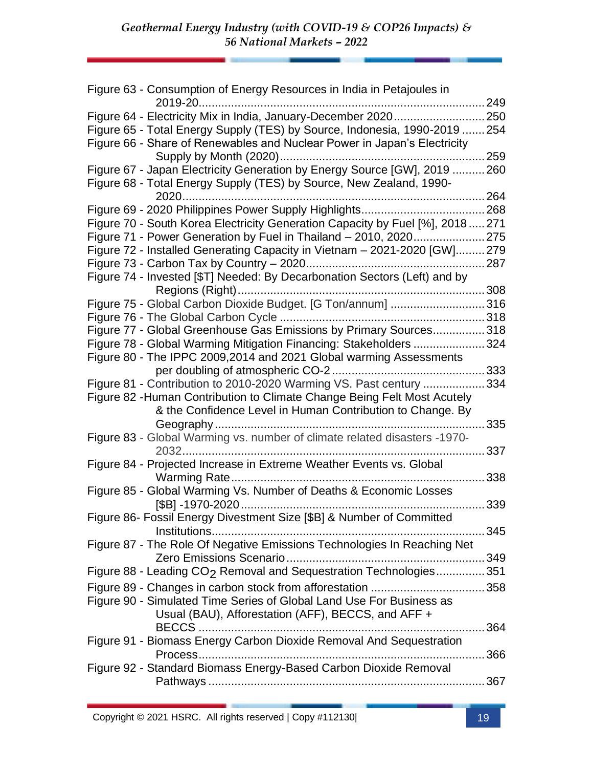Figure 63 - Consumption of Energy Resources in India in Petajoules in 2019-20 ..... 249
Figure 64 - Electricity Mix in India, January-December 2020 ..... 250
Figure 65 - Total Energy Supply (TES) by Source, Indonesia, 1990-2019 ..... 254
Figure 66 - Share of Renewables and Nuclear Power in Japan's Electricity Supply by Month (2020) ..... 259
Figure 67 - Japan Electricity Generation by Energy Source [GW], 2019 ..... 260
Figure 68 - Total Energy Supply (TES) by Source, New Zealand, 1990-2020 ..... 264
Figure 69 - 2020 Philippines Power Supply Highlights ..... 268
Figure 70 - South Korea Electricity Generation Capacity by Fuel [%], 2018 ..... 271
Figure 71 - Power Generation by Fuel in Thailand – 2010, 2020 ..... 275
Figure 72 - Installed Generating Capacity in Vietnam – 2021-2020 [GW] ..... 279
Figure 73 - Carbon Tax by Country – 2020 ..... 287
Figure 74 - Invested [$T] Needed: By Decarbonation Sectors (Left) and by Regions (Right) ..... 308
Figure 75 - Global Carbon Dioxide Budget. [G Ton/annum] ..... 316
Figure 76 - The Global Carbon Cycle ..... 318
Figure 77 - Global Greenhouse Gas Emissions by Primary Sources ..... 318
Figure 78 - Global Warming Mitigation Financing: Stakeholders ..... 324
Figure 80 - The IPPC 2009,2014 and 2021 Global warming Assessments per doubling of atmospheric CO-2 ..... 333
Figure 81 - Contribution to 2010-2020 Warming VS. Past century ..... 334
Figure 82 -Human Contribution to Climate Change Being Felt Most Acutely & the Confidence Level in Human Contribution to Change. By Geography ..... 335
Figure 83 - Global Warming vs. number of climate related disasters -1970-2032 ..... 337
Figure 84 - Projected Increase in Extreme Weather Events vs. Global Warming Rate ..... 338
Figure 85 - Global Warming Vs. Number of Deaths & Economic Losses [$B] -1970-2020 ..... 339
Figure 86- Fossil Energy Divestment Size [$B] & Number of Committed Institutions ..... 345
Figure 87 - The Role Of Negative Emissions Technologies In Reaching Net Zero Emissions Scenario ..... 349
Figure 88 - Leading $CO_2$ Removal and Sequestration Technologies ..... 351
Figure 89 - Changes in carbon stock from afforestation ..... 358
Figure 90 - Simulated Time Series of Global Land Use For Business as Usual (BAU), Afforestation (AFF), BECCS, and AFF + BECCS ..... 364
Figure 91 - Biomass Energy Carbon Dioxide Removal And Sequestration Process ..... 366
Figure 92 - Standard Biomass Energy-Based Carbon Dioxide Removal Pathways ..... 367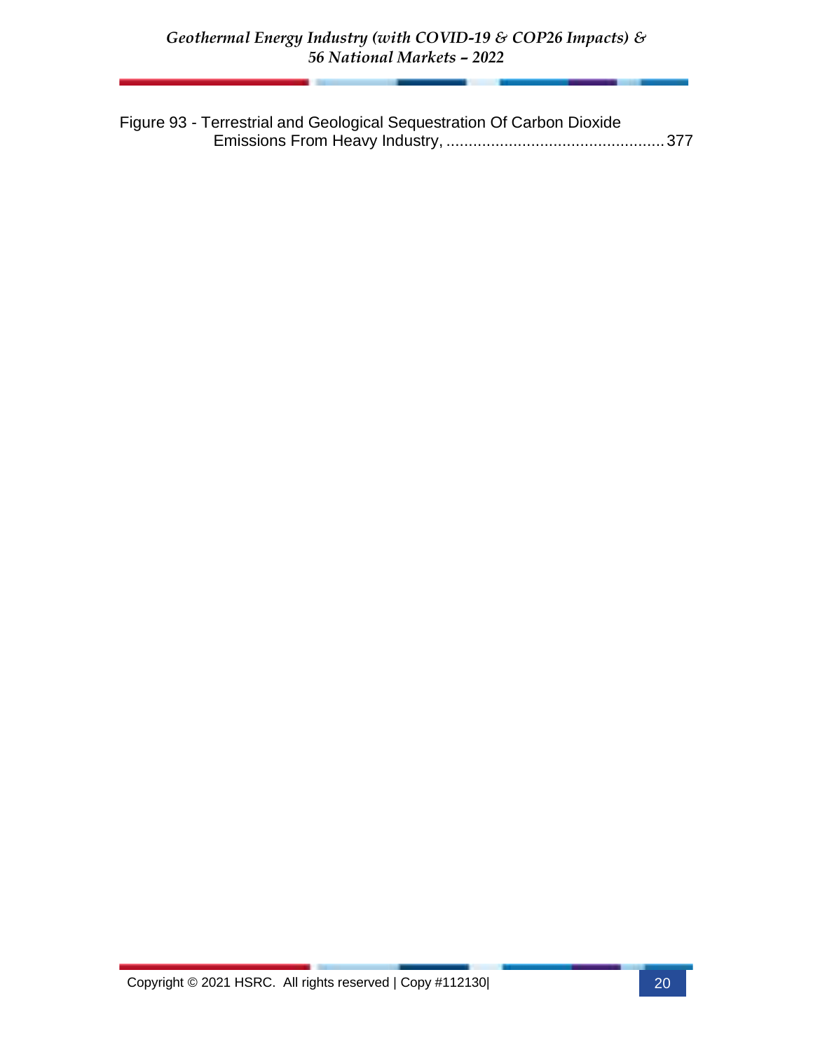Figure 93 - Terrestrial and Geological Sequestration Of Carbon Dioxide Emissions From Heavy Industry, ................................................ 377